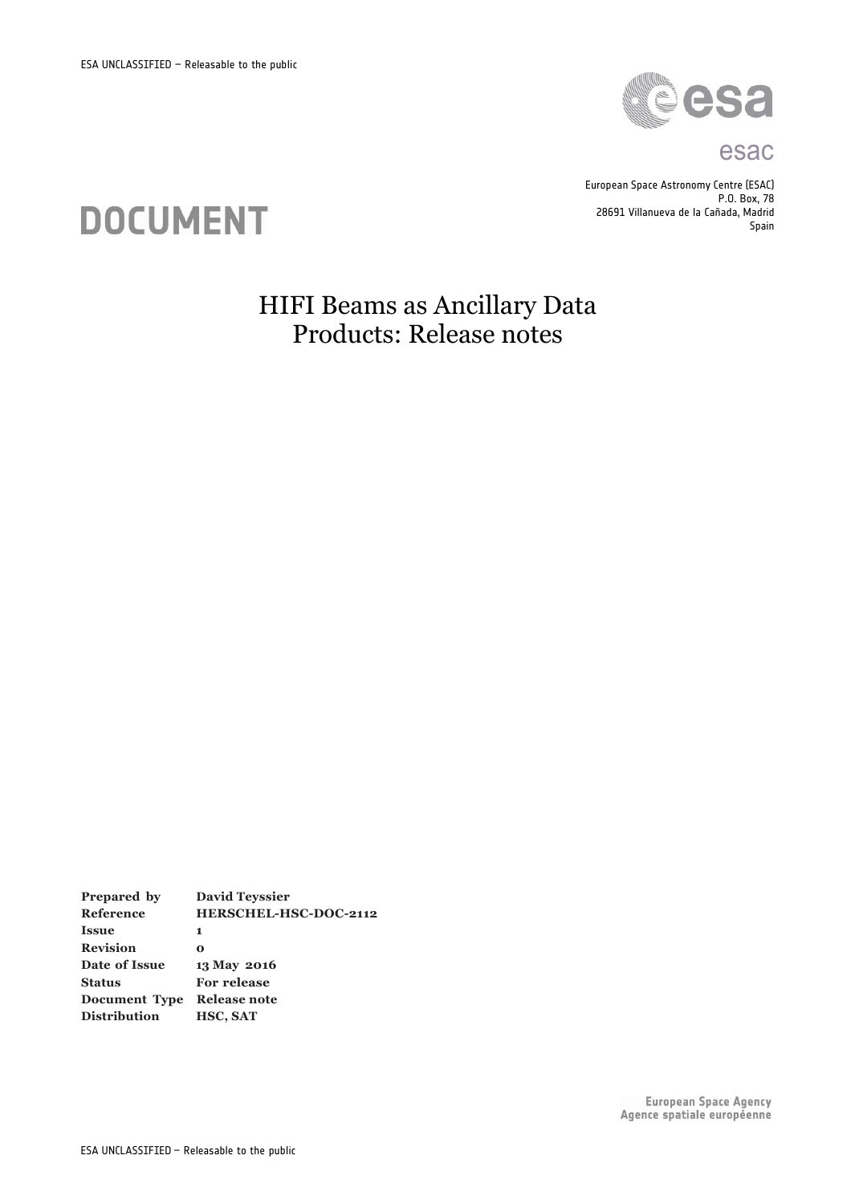esac

European Space Astronomy Centre (ESAC)
P.O. Box, 78
28691 Villanueva de la Cañada, Madrid
Spain

# DOCUMENT

# HIFI Beams as Ancillary Data Products: Release notes

| | |
|---|---|
| **Prepared by** | **David Teyssier** |
| **Reference** | **HERSCHEL-HSC-DOC-2112** |
| **Issue** | **1** |
| **Revision** | **0** |
| **Date of Issue** | **13 May 2016** |
| **Status** | **For release** |
| **Document Type** | **Release note** |
| **Distribution** | **HSC, SAT** |

European Space Agency
Agence spatiale européenne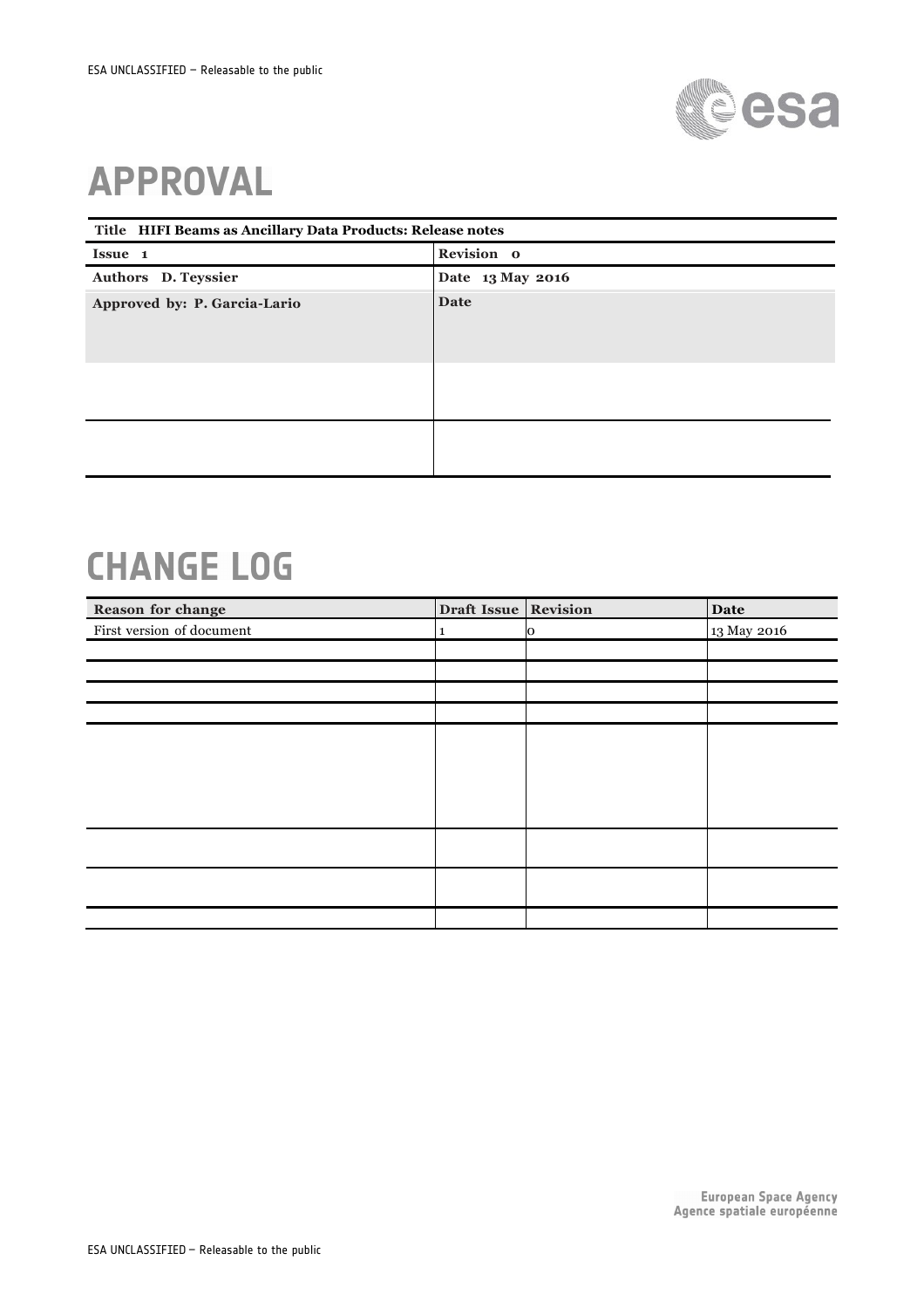# APPROVAL

| Title HIFI Beams as Ancillary Data Products: Release notes | |
|---|---|
| **Issue 1** | **Revision 0** |
| **Authors D. Teyssier** | **Date 13 May 2016** |
| **Approved by: P. Garcia-Lario** | **Date** |
| | |
| | |

# CHANGE LOG

| Reason for change | Draft Issue | Revision | Date |
|---|---|---|---|
| First version of document | 1 | 0 | 13 May 2016 |
| | | | |
| | | | |
| | | | |
| | | | |
| | | | |
| | | | |
| | | | |
| | | | |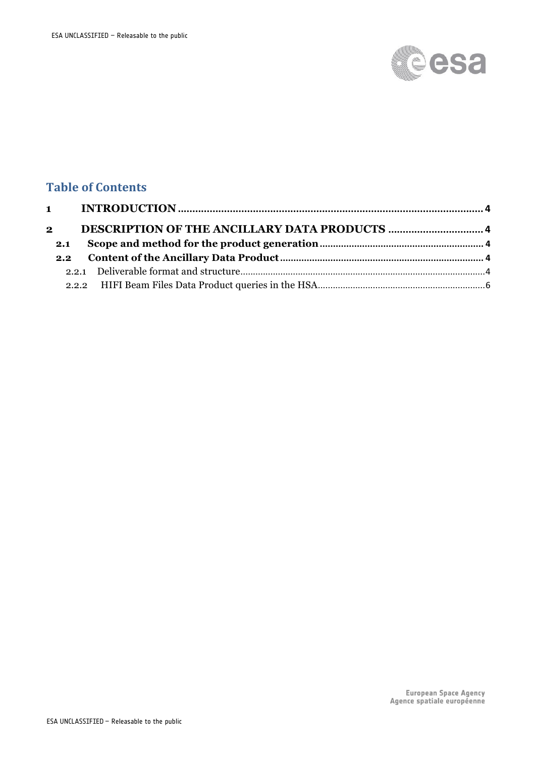## Table of Contents

1 INTRODUCTION .......................................................................................................... 4

2 DESCRIPTION OF THE ANCILLARY DATA PRODUCTS ................................ 4

2.1 Scope and method for the product generation ............................................................ 4

2.2 Content of the Ancillary Data Product ........................................................................... 4

2.2.1 Deliverable format and structure ............................................................................................... 4

2.2.2 HIFI Beam Files Data Product queries in the HSA ................................................................. 6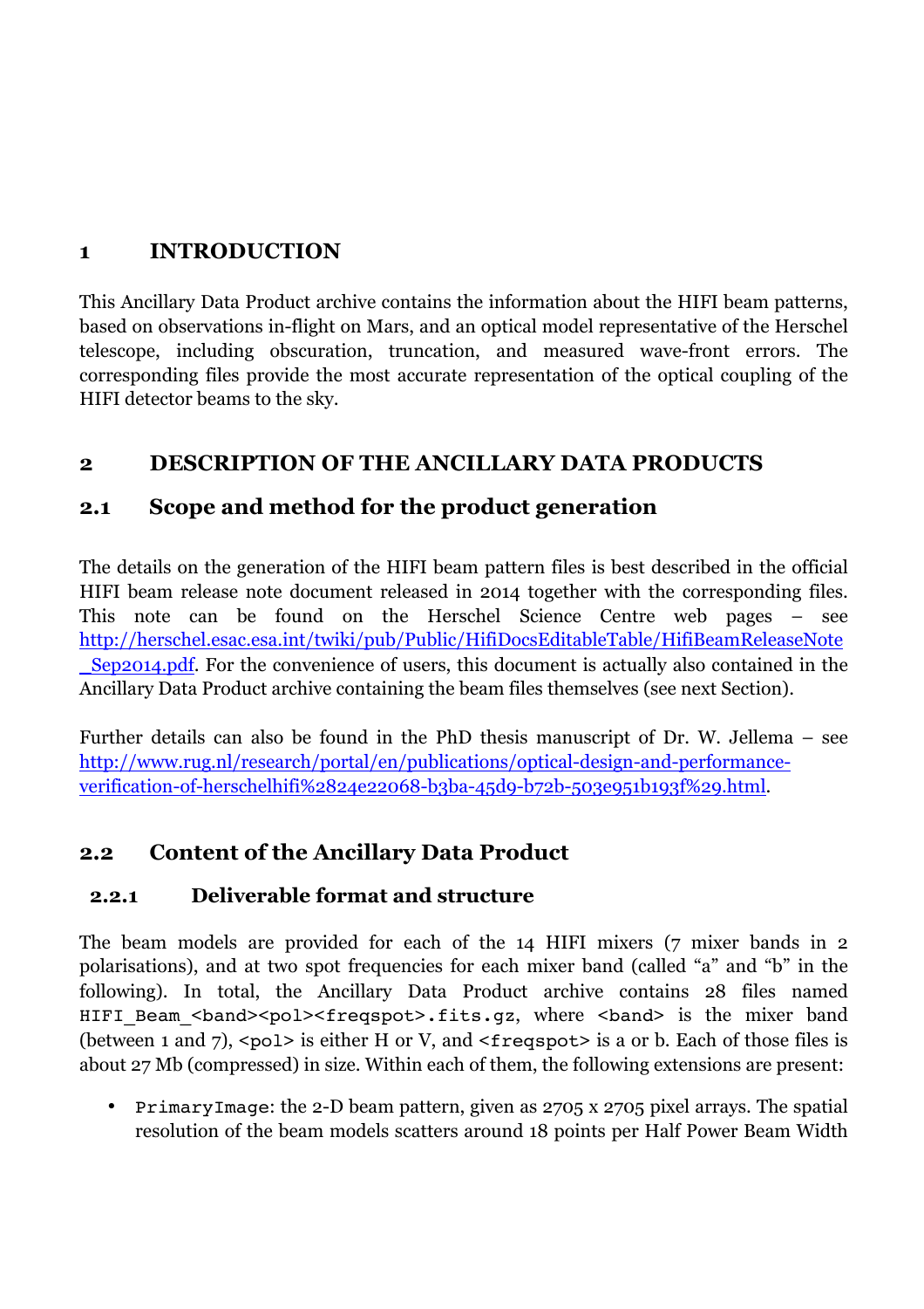# 1 INTRODUCTION

This Ancillary Data Product archive contains the information about the HIFI beam patterns, based on observations in-flight on Mars, and an optical model representative of the Herschel telescope, including obscuration, truncation, and measured wave-front errors. The corresponding files provide the most accurate representation of the optical coupling of the HIFI detector beams to the sky.

# 2 DESCRIPTION OF THE ANCILLARY DATA PRODUCTS

## 2.1 Scope and method for the product generation

The details on the generation of the HIFI beam pattern files is best described in the official HIFI beam release note document released in 2014 together with the corresponding files. This note can be found on the Herschel Science Centre web pages – see [http://herschel.esac.esa.int/twiki/pub/Public/HifiDocsEditableTable/HifiBeamReleaseNote_Sep2014.pdf](http://herschel.esac.esa.int/twiki/pub/Public/HifiDocsEditableTable/HifiBeamReleaseNote_Sep2014.pdf). For the convenience of users, this document is actually also contained in the Ancillary Data Product archive containing the beam files themselves (see next Section).

Further details can also be found in the PhD thesis manuscript of Dr. W. Jellema – see [http://www.rug.nl/research/portal/en/publications/optical-design-and-performance-verification-of-herschelhifi%2824e22068-b3ba-45d9-b72b-503e951b193f%29.html](http://www.rug.nl/research/portal/en/publications/optical-design-and-performance-verification-of-herschelhifi%2824e22068-b3ba-45d9-b72b-503e951b193f%29.html).

## 2.2 Content of the Ancillary Data Product

### 2.2.1 Deliverable format and structure

The beam models are provided for each of the 14 HIFI mixers (7 mixer bands in 2 polarisations), and at two spot frequencies for each mixer band (called "a" and "b" in the following). In total, the Ancillary Data Product archive contains 28 files named `HIFI_Beam_<band><pol><freqspot>.fits.gz`, where `<band>` is the mixer band (between 1 and 7), `<pol>` is either H or V, and `<freqspot>` is a or b. Each of those files is about 27 Mb (compressed) in size. Within each of them, the following extensions are present:

- `PrimaryImage`: the 2-D beam pattern, given as 2705 x 2705 pixel arrays. The spatial resolution of the beam models scatters around 18 points per Half Power Beam Width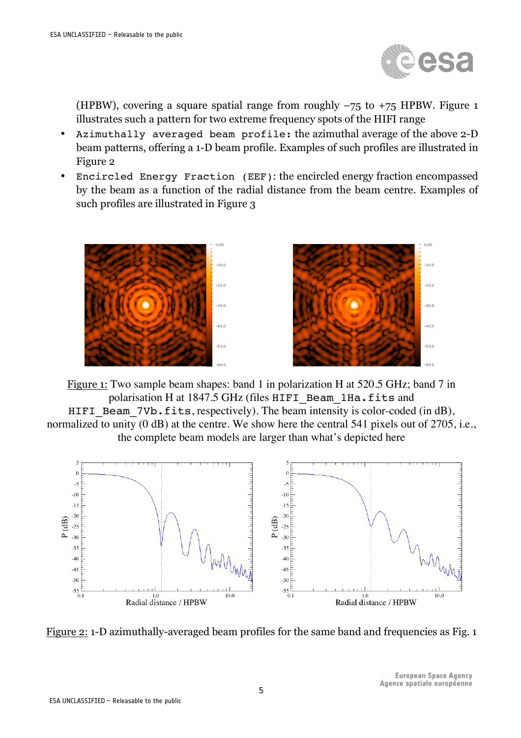(HPBW), covering a square spatial range from roughly –75 to +75 HPBW. Figure 1 illustrates such a pattern for two extreme frequency spots of the HIFI range

- `Azimuthally averaged beam profile`: the azimuthal average of the above 2-D beam patterns, offering a 1-D beam profile. Examples of such profiles are illustrated in Figure 2
- `Encircled Energy Fraction (EEF)`: the encircled energy fraction encompassed by the beam as a function of the radial distance from the beam centre. Examples of such profiles are illustrated in Figure 3

Figure 1: Two sample beam shapes: band 1 in polarization H at 520.5 GHz; band 7 in polarisation H at 1847.5 GHz (files `HIFI_Beam_1Ha.fits` and `HIFI_Beam_7Vb.fits`, respectively). The beam intensity is color-coded (in dB), normalized to unity (0 dB) at the centre. We show here the central 541 pixels out of 2705, i.e., the complete beam models are larger than what's depicted here

Figure 2: 1-D azimuthally-averaged beam profiles for the same band and frequencies as Fig. 1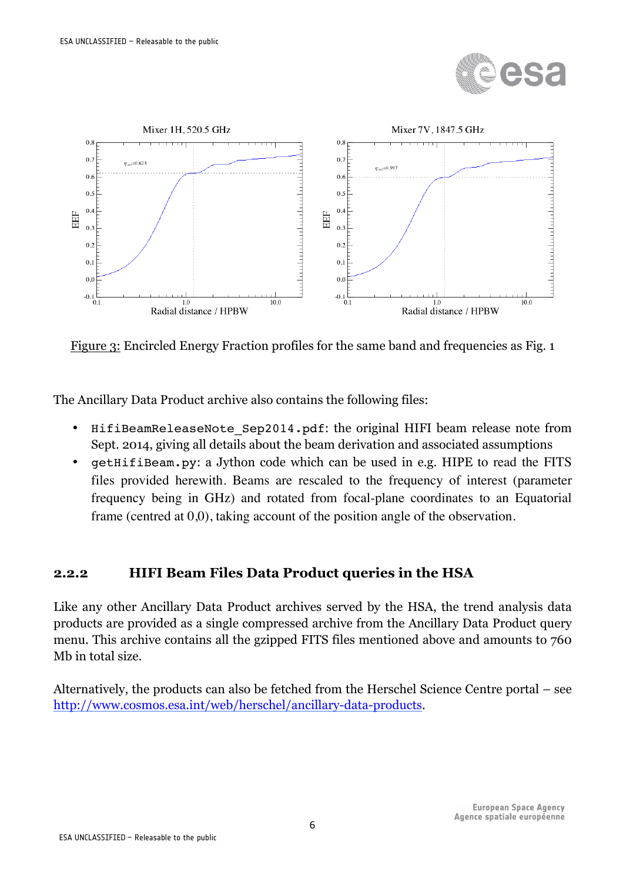Mixer 1H, 520.5 GHz

EEF

$\eta_{mb}$=0.623

0.8
0.7
0.6
0.5
0.4
0.3
0.2
0.1
0.0
-0.1

0.1
1.0
10.0

Radial distance / HPBW

Mixer 7V, 1847.5 GHz

EEF

$\eta_{mb}$=0.597

0.8
0.7
0.6
0.5
0.4
0.3
0.2
0.1
0.0
-0.1

0.1
1.0
10.0

Radial distance / HPBW

Figure 3: Encircled Energy Fraction profiles for the same band and frequencies as Fig. 1

The Ancillary Data Product archive also contains the following files:

- `HifiBeamReleaseNote_Sep2014.pdf`: the original HIFI beam release note from Sept. 2014, giving all details about the beam derivation and associated assumptions
- `getHifiBeam.py`: a Jython code which can be used in e.g. HIPE to read the FITS files provided herewith. Beams are rescaled to the frequency of interest (parameter frequency being in GHz) and rotated from focal-plane coordinates to an Equatorial frame (centred at 0,0), taking account of the position angle of the observation.

### 2.2.2 HIFI Beam Files Data Product queries in the HSA

Like any other Ancillary Data Product archives served by the HSA, the trend analysis data products are provided as a single compressed archive from the Ancillary Data Product query menu. This archive contains all the gzipped FITS files mentioned above and amounts to 760 Mb in total size.

Alternatively, the products can also be fetched from the Herschel Science Centre portal – see http://www.cosmos.esa.int/web/herschel/ancillary-data-products.